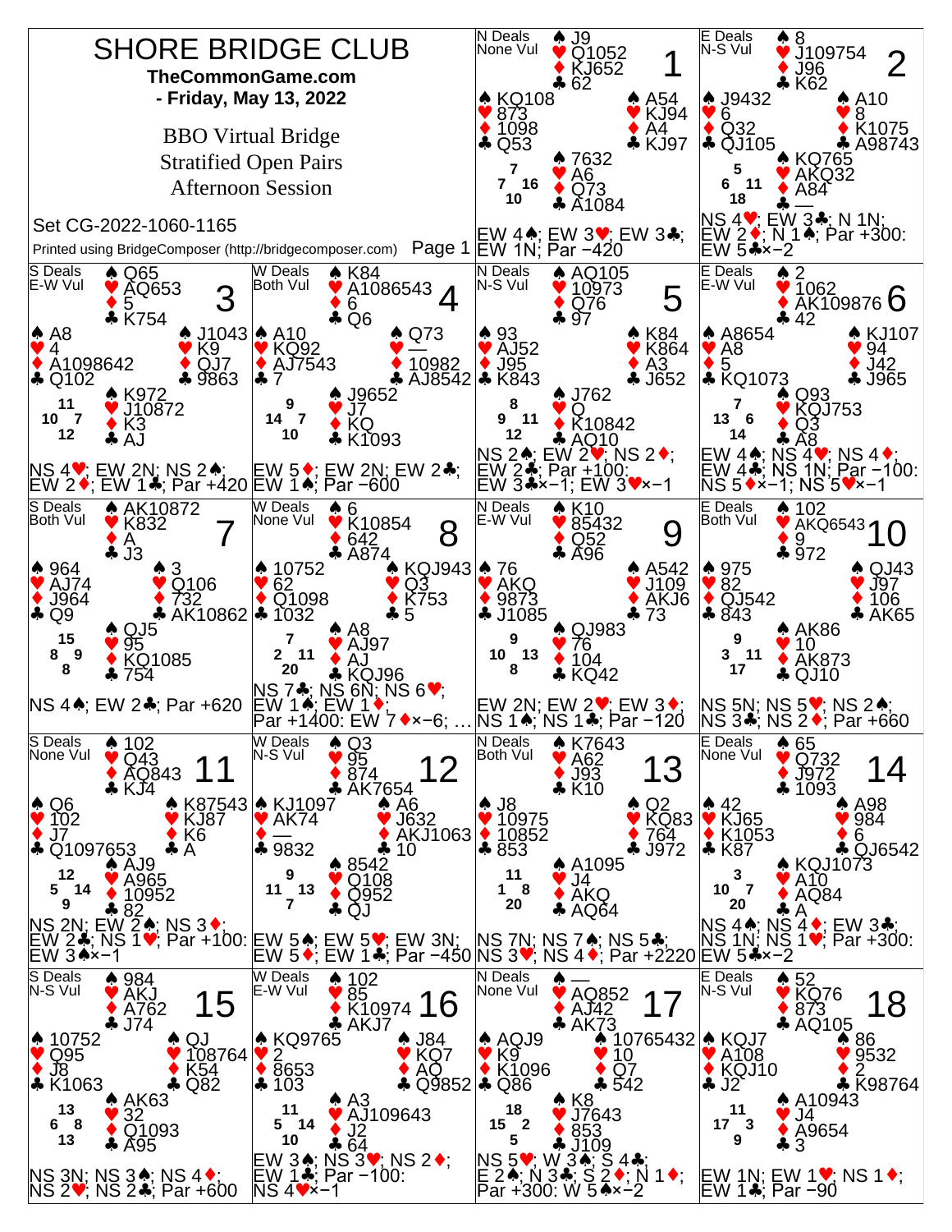# SHORE BRIDGE CLUB

**TheCommonGame.com**

**- Friday, May 13, 2022**

BBO Virtual Bridge
Stratified Open Pairs
Afternoon Session

Set CG-2022-1060-1165

Printed using BridgeComposer (http://bridgecomposer.com)

---

## Board 1
N Deals, None Vul

- North: ♠ J9 ♥ Q1052 ♦ KJ652 ♣ 62
- West: ♠ KQ108 ♥ 873 ♦ 1098 ♣ Q53
- East: ♠ A54 ♥ KJ94 ♦ A4 ♣ KJ97
- South: ♠ 7632 ♥ A6 ♦ Q73 ♣ A1084

HCP: N 7, W 7, E 16, S 10

EW 4♠; EW 3♥; EW 3♣; EW 1N; Par −420

## Board 2
E Deals, N-S Vul

- North: ♠ 8 ♥ J109754 ♦ J96 ♣ K62
- West: ♠ J9432 ♥ 6 ♦ Q32 ♣ QJ105
- East: ♠ A10 ♥ 8 ♦ K1075 ♣ A98743
- South: ♠ KQ765 ♥ AKQ32 ♦ A84 ♣ —

HCP: N 5, W 6, E 11, S 18

NS 4♥; EW 3♣; N 1N; EW 2♦; N 1♠; Par +300: EW 5♣×−2

## Board 3
S Deals, E-W Vul

- North: ♠ Q65 ♥ AQ653 ♦ 5 ♣ K754
- West: ♠ A8 ♥ 4 ♦ A1098642 ♣ Q102
- East: ♠ J1043 ♥ K9 ♦ QJ7 ♣ 9863
- South: ♠ K972 ♥ J10872 ♦ K3 ♣ AJ

HCP: N 11, W 10, E 7, S 12

NS 4♥; EW 2N; NS 2♠; EW 2♦; EW 1♣; Par +420

## Board 4
W Deals, Both Vul

- North: ♠ K84 ♥ A1086543 ♦ 6 ♣ Q6
- West: ♠ A10 ♥ KQ92 ♦ AJ7543 ♣ 7
- East: ♠ Q73 ♥ — ♦ 10982 ♣ AJ8542
- South: ♠ J9652 ♥ J7 ♦ KQ ♣ K1093

HCP: N 9, W 14, E 7, S 10

EW 5♦; EW 2N; EW 2♣; EW 1♠; Par −600

## Board 5
N Deals, N-S Vul

- North: ♠ AQ105 ♥ 10973 ♦ Q76 ♣ 97
- West: ♠ 93 ♥ AJ52 ♦ J95 ♣ K843
- East: ♠ K84 ♥ K864 ♦ A3 ♣ J652
- South: ♠ J762 ♥ Q ♦ K10842 ♣ AQ10

HCP: N 8, W 9, E 11, S 12

NS 2♠; EW 2♥; NS 2♦; EW 2♣; Par +100: EW 3♣×−1; EW 3♥×−1

## Board 6
E Deals, E-W Vul

- North: ♠ 2 ♥ 1062 ♦ AK109876 ♣ 42
- West: ♠ A8654 ♥ A8 ♦ 5 ♣ KQ1073
- East: ♠ KJ107 ♥ 94 ♦ J42 ♣ J965
- South: ♠ Q93 ♥ KQJ753 ♦ Q3 ♣ A8

HCP: N 7, W 13, E 6, S 14

EW 4♠; NS 4♥; NS 4♦; EW 4♣; NS 1N; Par −100: NS 5♦×−1; NS 5♥×−1

## Board 7
S Deals, Both Vul

- North: ♠ AK10872 ♥ K832 ♦ A ♣ J3
- West: ♠ 964 ♥ AJ74 ♦ J964 ♣ Q9
- East: ♠ 3 ♥ Q106 ♦ 732 ♣ AK10862
- South: ♠ QJ5 ♥ 95 ♦ KQ1085 ♣ 754

HCP: N 15, W 8, E 9, S 8

NS 4♠; EW 2♣; Par +620

## Board 8
W Deals, None Vul

- North: ♠ 6 ♥ K10854 ♦ 642 ♣ A874
- West: ♠ 10752 ♥ 62 ♦ Q1098 ♣ 1032
- East: ♠ KQJ943 ♥ Q3 ♦ K753 ♣ 5
- South: ♠ A8 ♥ AJ97 ♦ AJ ♣ KQJ96

HCP: N 7, W 2, E 11, S 20

NS 7♣; NS 6N; NS 6♥; EW 1♠; EW 1♦; Par +1400: EW 7♦×−6; …

## Board 9
N Deals, E-W Vul

- North: ♠ K10 ♥ 85432 ♦ Q52 ♣ A96
- West: ♠ 76 ♥ AKQ ♦ 9873 ♣ J1085
- East: ♠ A542 ♥ J109 ♦ AKJ6 ♣ 73
- South: ♠ QJ983 ♥ 76 ♦ 104 ♣ KQ42

HCP: N 9, W 10, E 13, S 8

EW 2N; EW 2♥; EW 3♦; NS 1♠; NS 1♣; Par −120

## Board 10
E Deals, Both Vul

- North: ♠ 102 ♥ AKQ6543 ♦ 9 ♣ 972
- West: ♠ 975 ♥ 82 ♦ QJ542 ♣ 843
- East: ♠ QJ43 ♥ J97 ♦ 106 ♣ AK65
- South: ♠ AK86 ♥ 10 ♦ AK873 ♣ QJ10

HCP: N 9, W 3, E 11, S 17

NS 5N; NS 5♥; NS 2♠; NS 3♣; NS 2♦; Par +660

## Board 11
S Deals, None Vul

- North: ♠ 102 ♥ Q43 ♦ AQ843 ♣ KJ4
- West: ♠ Q6 ♥ 102 ♦ J7 ♣ Q1097653
- East: ♠ K87543 ♥ KJ87 ♦ K6 ♣ A
- South: ♠ AJ9 ♥ A965 ♦ 10952 ♣ 82

HCP: N 12, W 5, E 14, S 9

NS 2N; EW 2♠; NS 3♦; EW 2♣; NS 1♥; Par +100: EW 3♠×−1

## Board 12
W Deals, N-S Vul

- North: ♠ Q3 ♥ 95 ♦ 874 ♣ AK7654
- West: ♠ KJ1097 ♥ AK74 ♦ — ♣ 9832
- East: ♠ A6 ♥ J632 ♦ AKJ1063 ♣ 10
- South: ♠ 8542 ♥ Q108 ♦ Q952 ♣ QJ

HCP: N 9, W 11, E 13, S 7

EW 5♠; EW 5♥; EW 3N; EW 5♦; EW 1♣; Par −450

## Board 13
N Deals, Both Vul

- North: ♠ K7643 ♥ A62 ♦ J93 ♣ K10
- West: ♠ J8 ♥ 10975 ♦ 10852 ♣ 853
- East: ♠ Q2 ♥ KQ83 ♦ 764 ♣ J972
- South: ♠ A1095 ♥ J4 ♦ AKQ ♣ AQ64

HCP: N 11, W 1, E 8, S 20

NS 7N; NS 7♠; NS 5♣; NS 3♥; NS 4♦; Par +2220

## Board 14
E Deals, None Vul

- North: ♠ 65 ♥ Q732 ♦ J972 ♣ 1093
- West: ♠ 42 ♥ KJ65 ♦ K1053 ♣ K87
- East: ♠ A98 ♥ 984 ♦ 6 ♣ QJ6542
- South: ♠ KQJ1073 ♥ A10 ♦ AQ84 ♣ A

HCP: N 3, W 10, E 7, S 20

NS 4♠; NS 4♦; EW 3♣; NS 1N; NS 1♥; Par +300: EW 5♣×−2

## Board 15
S Deals, N-S Vul

- North: ♠ 984 ♥ AKJ ♦ A762 ♣ J74
- West: ♠ 10752 ♥ Q95 ♦ J8 ♣ K1063
- East: ♠ QJ ♥ 108764 ♦ K54 ♣ Q82
- South: ♠ AK63 ♥ 32 ♦ Q1093 ♣ A95

HCP: N 13, W 6, E 8, S 13

NS 3N; NS 3♠; NS 4♦; NS 2♥; NS 2♣; Par +600

## Board 16
W Deals, E-W Vul

- North: ♠ 102 ♥ 85 ♦ K10974 ♣ AKJ7
- West: ♠ KQ9765 ♥ 2 ♦ 8653 ♣ 103
- East: ♠ J84 ♥ KQ7 ♦ AQ ♣ Q9852
- South: ♠ A3 ♥ AJ109643 ♦ J2 ♣ 64

HCP: N 11, W 5, E 14, S 10

EW 3♠; NS 3♥; NS 2♦; EW 1♣; Par −100: NS 4♥×−1

## Board 17
N Deals, None Vul

- North: ♠ — ♥ AQ852 ♦ AJ42 ♣ AK73
- West: ♠ AQJ9 ♥ K9 ♦ K1096 ♣ Q86
- East: ♠ 10765432 ♥ 10 ♦ Q7 ♣ 542
- South: ♠ K8 ♥ J7643 ♦ 853 ♣ J109

HCP: N 18, W 15, E 2, S 5

NS 5♥; W 3♠; S 4♣; E 2♠; N 3♣; S 2♦; N 1♦; Par +300: W 5♠×−2

## Board 18
E Deals, N-S Vul

- North: ♠ 52 ♥ KQ76 ♦ 873 ♣ AQ105
- West: ♠ KQJ7 ♥ A108 ♦ KQJ10 ♣ J2
- East: ♠ 86 ♥ 9532 ♦ 2 ♣ K98764
- South: ♠ A10943 ♥ J4 ♦ A9654 ♣ 3

HCP: N 11, W 17, E 3, S 9

EW 1N; EW 1♥; NS 1♦; EW 1♣; Par −90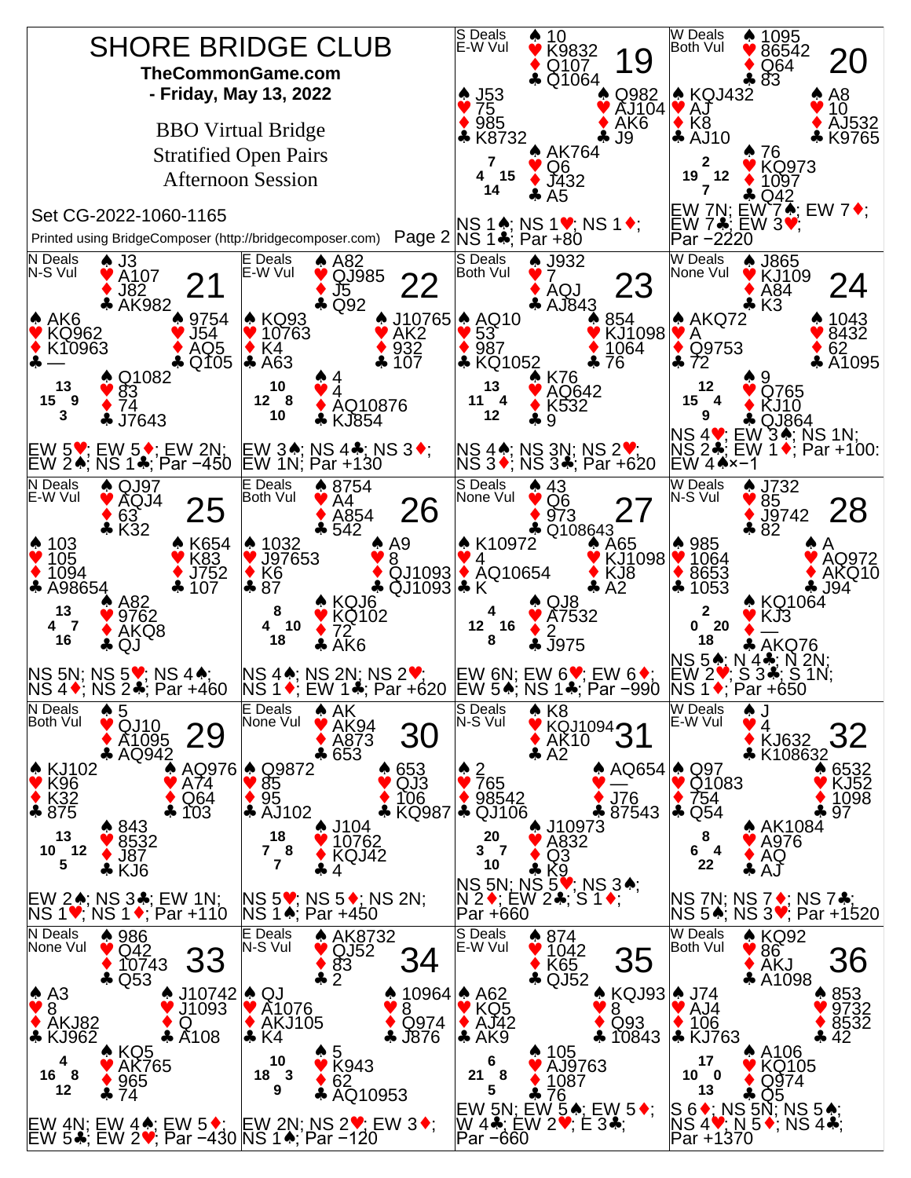# SHORE BRIDGE CLUB

**TheCommonGame.com**

**- Friday, May 13, 2022**

BBO Virtual Bridge

Stratified Open Pairs

Afternoon Session

Set CG-2022-1060-1165

Printed using BridgeComposer (http://bridgecomposer.com)

---

## Board 19

S Deals, E-W Vul

- North: ♠ 10 ♥ K9832 ♦ Q107 ♣ Q1064
- West: ♠ J53 ♥ 75 ♦ 985 ♣ K8732
- East: ♠ Q982 ♥ AJ104 ♦ AK6 ♣ J9
- South: ♠ AK764 ♥ Q6 ♦ J432 ♣ A5

HCP: N 7, W 4, E 15, S 14

NS 1♠; NS 1♥; NS 1♦; NS 1♣; Par +80

## Board 20

W Deals, Both Vul

- North: ♠ 1095 ♥ 86542 ♦ Q64 ♣ 83
- West: ♠ KQJ432 ♥ AJ ♦ K8 ♣ AJ10
- East: ♠ A8 ♥ 10 ♦ AJ532 ♣ K9765
- South: ♠ 76 ♥ KQ973 ♦ 1097 ♣ Q42

HCP: N 2, W 19, E 12, S 7

EW 7N; EW 7♠; EW 7♦; EW 7♣; EW 3♥; Par −2220

## Board 21

N Deals, N-S Vul

- North: ♠ J3 ♥ A107 ♦ J82 ♣ AK982
- West: ♠ AK6 ♥ KQ962 ♦ K10963 ♣ —
- East: ♠ 9754 ♥ J54 ♦ AQ5 ♣ Q105
- South: ♠ Q1082 ♥ 83 ♦ 74 ♣ J7643

HCP: N 13, W 15, E 9, S 3

EW 5♥; EW 5♦; EW 2N; EW 2♠; NS 1♣; Par −450

## Board 22

E Deals, E-W Vul

- North: ♠ A82 ♥ QJ985 ♦ J5 ♣ Q92
- West: ♠ KQ93 ♥ 10763 ♦ K4 ♣ A63
- East: ♠ J10765 ♥ AK2 ♦ 932 ♣ 107
- South: ♠ 4 ♥ 4 ♦ AQ10876 ♣ KJ854

HCP: N 10, W 12, E 8, S 10

EW 3♠; NS 4♣; NS 3♦; EW 1N; Par +130

## Board 23

S Deals, Both Vul

- North: ♠ J932 ♥ 7 ♦ AQJ ♣ AJ843
- West: ♠ AQ10 ♥ 53 ♦ 987 ♣ KQ1052
- East: ♠ 854 ♥ KJ1098 ♦ 1064 ♣ 76
- South: ♠ K76 ♥ AQ642 ♦ K532 ♣ 9

HCP: N 13, W 11, E 4, S 12

NS 4♠; NS 3N; NS 2♥; NS 3♦; NS 3♣; Par +620

## Board 24

W Deals, None Vul

- North: ♠ J865 ♥ KJ109 ♦ A84 ♣ K3
- West: ♠ AKQ72 ♥ A ♦ Q9753 ♣ 72
- East: ♠ 1043 ♥ 8432 ♦ 62 ♣ A1095
- South: ♠ 9 ♥ Q765 ♦ KJ10 ♣ QJ864

HCP: N 12, W 15, E 4, S 9

NS 4♥; EW 3♠; NS 1N; NS 2♣; EW 1♦; Par +100: EW 4♠×−1

## Board 25

N Deals, E-W Vul

- North: ♠ QJ97 ♥ AQJ4 ♦ 63 ♣ K32
- West: ♠ 103 ♥ 105 ♦ 1094 ♣ A98654
- East: ♠ K654 ♥ K83 ♦ J752 ♣ 107
- South: ♠ A82 ♥ 9762 ♦ AKQ8 ♣ QJ

HCP: N 13, W 4, E 7, S 16

NS 5N; NS 5♥; NS 4♠; NS 4♦; NS 2♣; Par +460

## Board 26

E Deals, Both Vul

- North: ♠ 8754 ♥ A4 ♦ A854 ♣ 542
- West: ♠ 1032 ♥ J97653 ♦ K6 ♣ 87
- East: ♠ A9 ♥ 8 ♦ QJ1093 ♣ QJ1093
- South: ♠ KQJ6 ♥ KQ102 ♦ 72 ♣ AK6

HCP: N 8, W 4, E 10, S 18

NS 4♠; NS 2N; NS 2♥; NS 1♦; EW 1♣; Par +620

## Board 27

S Deals, None Vul

- North: ♠ 43 ♥ Q6 ♦ 973 ♣ Q108643
- West: ♠ K10972 ♥ 4 ♦ AQ10654 ♣ K
- East: ♠ A65 ♥ KJ1098 ♦ KJ8 ♣ A2
- South: ♠ QJ8 ♥ A7532 ♦ 2 ♣ J975

HCP: N 4, W 12, E 16, S 8

EW 6N; EW 6♥; EW 6♦; EW 5♠; NS 1♣; Par −990

## Board 28

W Deals, N-S Vul

- North: ♠ J732 ♥ 85 ♦ J9742 ♣ 82
- West: ♠ 985 ♥ 1064 ♦ 8653 ♣ 1053
- East: ♠ A ♥ AQ972 ♦ AKQ10 ♣ J94
- South: ♠ KQ1064 ♥ KJ3 ♦ — ♣ AKQ76

HCP: N 2, W 0, E 20, S 18

NS 5♠; N 4♣; N 2N; EW 2♥; S 3♣; S 1N; NS 1♦; Par +650

## Board 29

N Deals, Both Vul

- North: ♠ 5 ♥ QJ10 ♦ A1095 ♣ AQ942
- West: ♠ KJ102 ♥ K96 ♦ K32 ♣ 875
- East: ♠ AQ976 ♥ A74 ♦ Q64 ♣ 103
- South: ♠ 843 ♥ 8532 ♦ J87 ♣ KJ6

HCP: N 13, W 10, E 12, S 5

EW 2♠; NS 3♣; EW 1N; NS 1♥; NS 1♦; Par +110

## Board 30

E Deals, None Vul

- North: ♠ AK ♥ AK94 ♦ A873 ♣ 653
- West: ♠ Q9872 ♥ 85 ♦ 95 ♣ AJ102
- East: ♠ 653 ♥ QJ3 ♦ 106 ♣ KQ987
- South: ♠ J104 ♥ 10762 ♦ KQJ42 ♣ 4

HCP: N 18, W 7, E 8, S 7

NS 5♥; NS 5♦; NS 2N; NS 1♠; Par +450

## Board 31

S Deals, N-S Vul

- North: ♠ K8 ♥ KQJ1094 ♦ AK10 ♣ A2
- West: ♠ 2 ♥ 765 ♦ 98542 ♣ QJ106
- East: ♠ AQ654 ♥ — ♦ J76 ♣ 87543
- South: ♠ J10973 ♥ A832 ♦ Q3 ♣ K9

HCP: N 20, W 3, E 7, S 10

NS 5N; NS 5♥; NS 3♠; N 2♦; EW 2♣; S 1♦; Par +660

## Board 32

W Deals, E-W Vul

- North: ♠ J ♥ 4 ♦ KJ632 ♣ K108632
- West: ♠ Q97 ♥ Q1083 ♦ 754 ♣ Q54
- East: ♠ 6532 ♥ KJ52 ♦ 1098 ♣ 97
- South: ♠ AK1084 ♥ A976 ♦ AQ ♣ AJ

HCP: N 8, W 6, E 4, S 22

NS 7N; NS 7♦; NS 7♣; NS 5♠; NS 3♥; Par +1520

## Board 33

N Deals, None Vul

- North: ♠ 986 ♥ Q42 ♦ 10743 ♣ Q53
- West: ♠ A3 ♥ 8 ♦ AKJ82 ♣ KJ962
- East: ♠ J10742 ♥ J1093 ♦ Q ♣ A108
- South: ♠ KQ5 ♥ AK765 ♦ 965 ♣ 74

HCP: N 4, W 16, E 8, S 12

EW 4N; EW 4♠; EW 5♦; EW 5♣; EW 2♥; Par −430

## Board 34

E Deals, N-S Vul

- North: ♠ AK8732 ♥ QJ52 ♦ 83 ♣ 2
- West: ♠ QJ ♥ A1076 ♦ AKJ105 ♣ K4
- East: ♠ 10964 ♥ 8 ♦ Q974 ♣ J876
- South: ♠ 5 ♥ K943 ♦ 62 ♣ AQ10953

HCP: N 10, W 18, E 3, S 9

EW 2N; NS 2♥; EW 3♦; NS 1♠; Par −120

## Board 35

S Deals, E-W Vul

- North: ♠ 874 ♥ 1042 ♦ K65 ♣ QJ52
- West: ♠ A62 ♥ KQ5 ♦ AJ42 ♣ AK9
- East: ♠ KQJ93 ♥ 8 ♦ Q93 ♣ 10843
- South: ♠ 105 ♥ AJ9763 ♦ 1087 ♣ 76

HCP: N 6, W 21, E 8, S 5

EW 5N; EW 5♠; EW 5♦; W 4♣; EW 2♥; E 3♣; Par −660

## Board 36

W Deals, Both Vul

- North: ♠ KQ92 ♥ 86 ♦ AKJ ♣ A1098
- West: ♠ J74 ♥ AJ4 ♦ 106 ♣ KJ763
- East: ♠ 853 ♥ 9732 ♦ 8532 ♣ 42
- South: ♠ A106 ♥ KQ105 ♦ Q974 ♣ Q5

HCP: N 17, W 10, E 0, S 13

S 6♦; NS 5N; NS 5♠; NS 4♥; N 5♦; NS 4♣; Par +1370